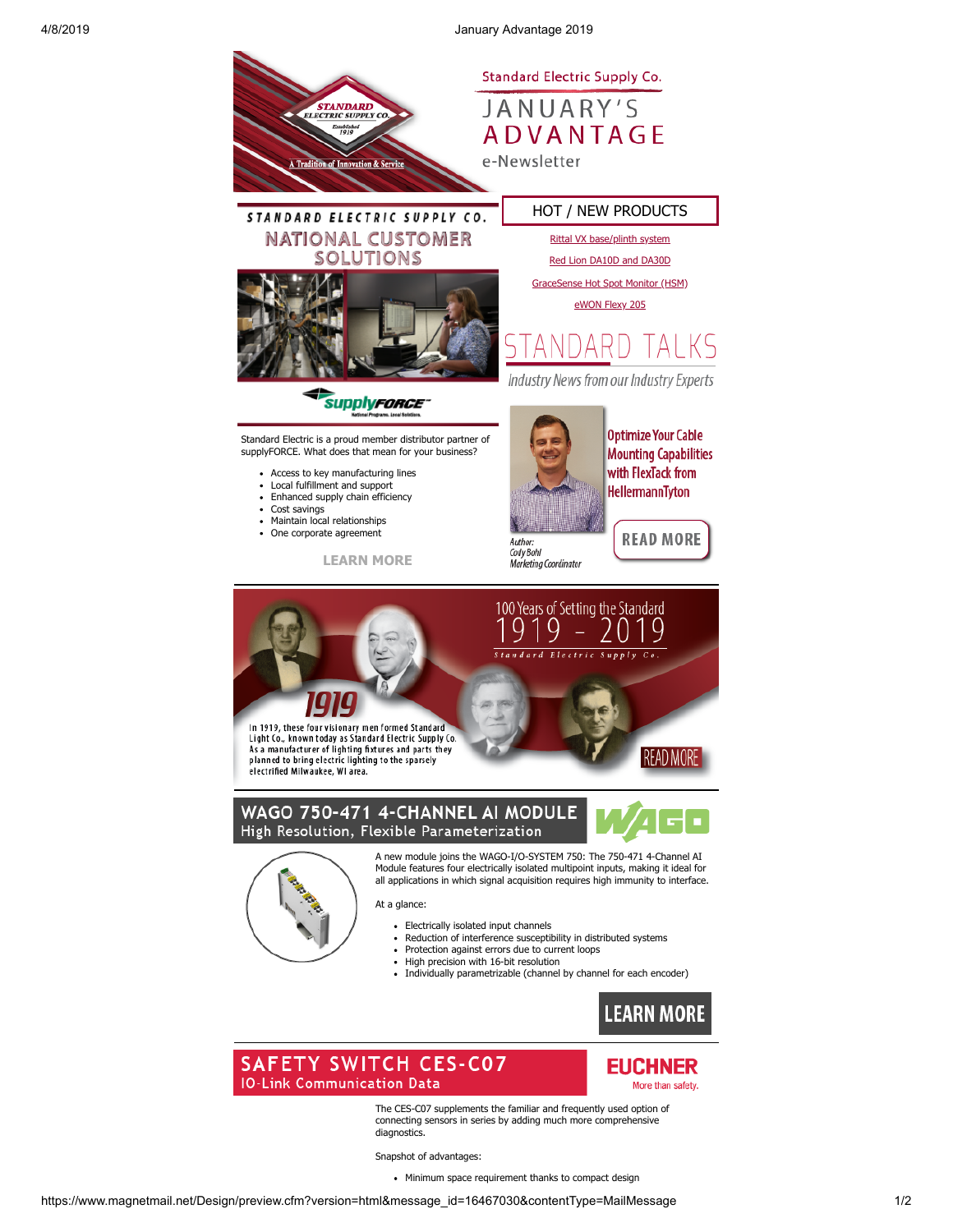# Standard Electric Supply Co.

# JANUARY'S ADVANTAGE

e-Newsletter

## STANDARD ELECTRIC SUPPLY CO. NATIONAL CUSTOMER SOLUTIONS

supplyFORCE

Standard Electric is a proud member distributor partner of supplyFORCE. What does that mean for your business?

- Access to key manufacturing lines
- Local fulfillment and support
- Enhanced supply chain efficiency
- Cost savings
- Maintain local relationships
- One corporate agreement

LEARN MORE

## HOT / NEW PRODUCTS

Rittal VX base/plinth system

Red Lion DA10D and DA30D

GraceSense Hot Spot Monitor (HSM)

eWON Flexy 205

## STANDARD TALKS

*Industry News from our Industry Experts*

**Optimize Your Cable Mounting Capabilities with FlexTack from HellermannTyton**

Author:
Cody Bohl
Marketing Coordinator

READ MORE

## 100 Years of Setting the Standard 1919 – 2019

Standard Electric Supply Co.

**1919**

In 1919, these four visionary men formed Standard Light Co., known today as Standard Electric Supply Co. As a manufacturer of lighting fixtures and parts they planned to bring electric lighting to the sparsely electrified Milwaukee, WI area.

READ MORE

## WAGO 750-471 4-CHANNEL AI MODULE

### High Resolution, Flexible Parameterization

A new module joins the WAGO-I/O-SYSTEM 750: The 750-471 4-Channel AI Module features four electrically isolated multipoint inputs, making it ideal for all applications in which signal acquisition requires high immunity to interface.

At a glance:

- Electrically isolated input channels
- Reduction of interference susceptibility in distributed systems
- Protection against errors due to current loops
- High precision with 16-bit resolution
- Individually parametrizable (channel by channel for each encoder)

LEARN MORE

## SAFETY SWITCH CES-C07

### IO-Link Communication Data

EUCHNER More than safety.

The CES-C07 supplements the familiar and frequently used option of connecting sensors in series by adding much more comprehensive diagnostics.

Snapshot of advantages:

- Minimum space requirement thanks to compact design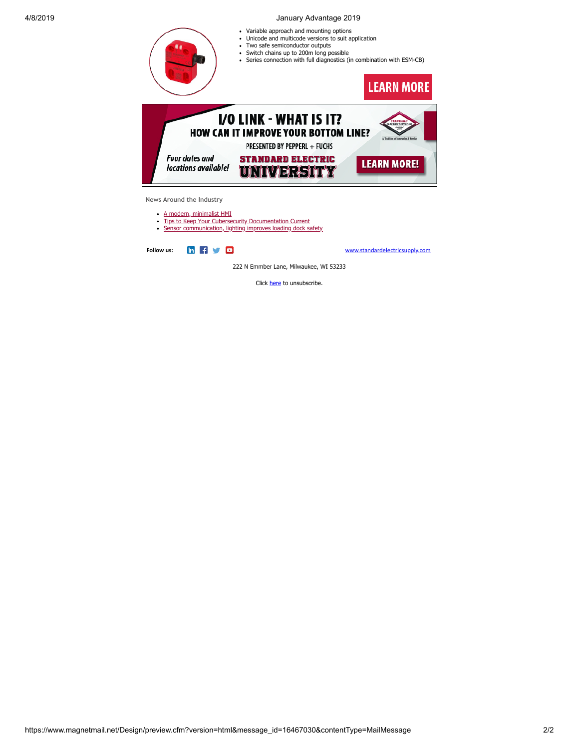- Variable approach and mounting options
- Unicode and multicode versions to suit application
- Two safe semiconductor outputs
- Switch chains up to 200m long possible
- Series connection with full diagnostics (in combination with ESM-CB)

LEARN MORE

I/O LINK - WHAT IS IT?
HOW CAN IT IMPROVE YOUR BOTTOM LINE?
PRESENTED BY PEPPERL + FUCHS
Four dates and locations available!
STANDARD ELECTRIC UNIVERSITY
LEARN MORE!

News Around the Industry

- A modern, minimalist HMI
- Tips to Keep Your Cybersecurity Documentation Current
- Sensor communication, lighting improves loading dock safety

**Follow us:**

www.standardelectricsupply.com

222 N Emmber Lane, Milwaukee, WI 53233

Click here to unsubscribe.